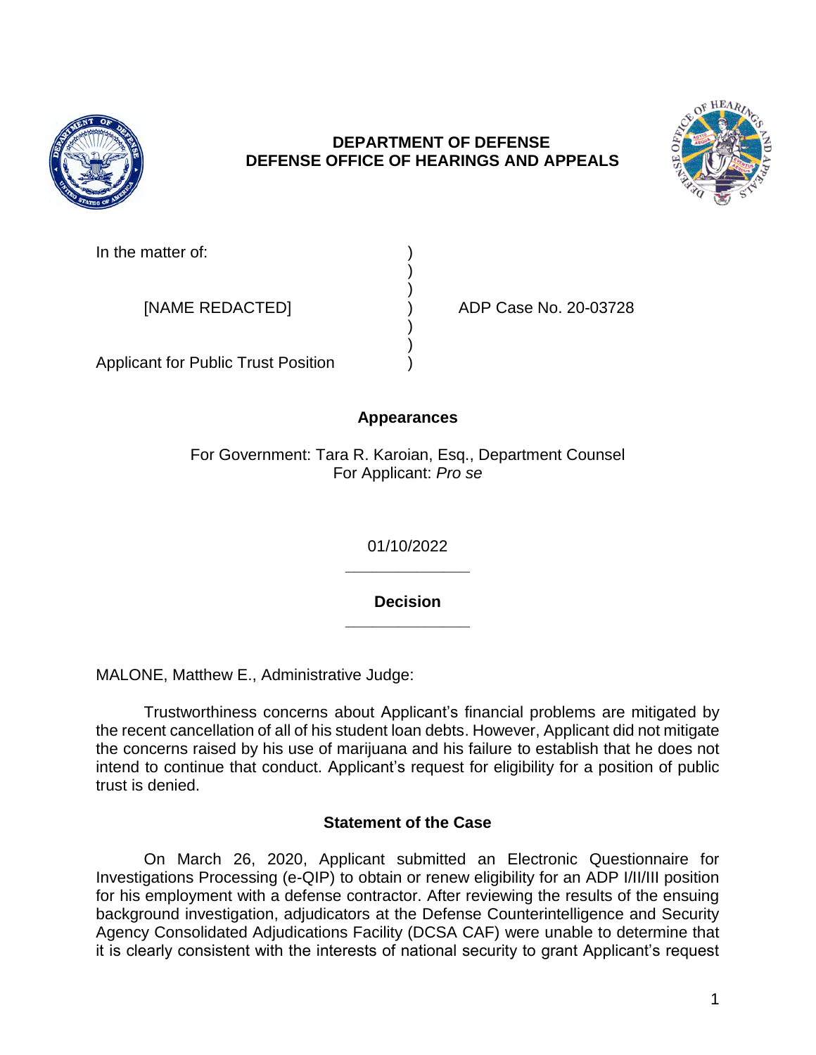# DEPARTMENT OF DEFENSE
# DEFENSE OFFICE OF HEARINGS AND APPEALS

| | | |
|---|---|---|
| In the matter of: | ) | |
| | ) | |
| | ) | |
| [NAME REDACTED] | ) | ADP Case No. 20-03728 |
| | ) | |
| | ) | |
| Applicant for Public Trust Position | ) | |

## Appearances

For Government: Tara R. Karoian, Esq., Department Counsel
For Applicant: *Pro se*

01/10/2022

______________

## Decision

______________

MALONE, Matthew E., Administrative Judge:

Trustworthiness concerns about Applicant's financial problems are mitigated by the recent cancellation of all of his student loan debts. However, Applicant did not mitigate the concerns raised by his use of marijuana and his failure to establish that he does not intend to continue that conduct. Applicant's request for eligibility for a position of public trust is denied.

## Statement of the Case

On March 26, 2020, Applicant submitted an Electronic Questionnaire for Investigations Processing (e-QIP) to obtain or renew eligibility for an ADP I/II/III position for his employment with a defense contractor. After reviewing the results of the ensuing background investigation, adjudicators at the Defense Counterintelligence and Security Agency Consolidated Adjudications Facility (DCSA CAF) were unable to determine that it is clearly consistent with the interests of national security to grant Applicant's request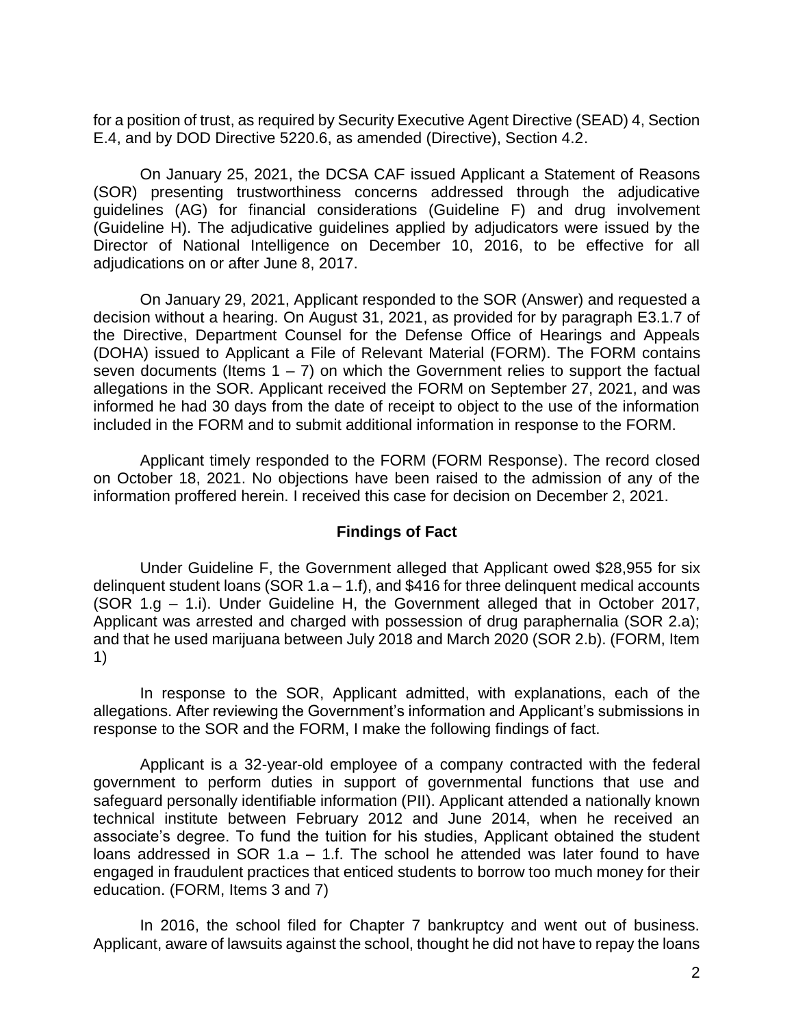for a position of trust, as required by Security Executive Agent Directive (SEAD) 4, Section E.4, and by DOD Directive 5220.6, as amended (Directive), Section 4.2.

On January 25, 2021, the DCSA CAF issued Applicant a Statement of Reasons (SOR) presenting trustworthiness concerns addressed through the adjudicative guidelines (AG) for financial considerations (Guideline F) and drug involvement (Guideline H). The adjudicative guidelines applied by adjudicators were issued by the Director of National Intelligence on December 10, 2016, to be effective for all adjudications on or after June 8, 2017.

On January 29, 2021, Applicant responded to the SOR (Answer) and requested a decision without a hearing. On August 31, 2021, as provided for by paragraph E3.1.7 of the Directive, Department Counsel for the Defense Office of Hearings and Appeals (DOHA) issued to Applicant a File of Relevant Material (FORM). The FORM contains seven documents (Items 1 – 7) on which the Government relies to support the factual allegations in the SOR. Applicant received the FORM on September 27, 2021, and was informed he had 30 days from the date of receipt to object to the use of the information included in the FORM and to submit additional information in response to the FORM.

Applicant timely responded to the FORM (FORM Response). The record closed on October 18, 2021. No objections have been raised to the admission of any of the information proffered herein. I received this case for decision on December 2, 2021.

## Findings of Fact

Under Guideline F, the Government alleged that Applicant owed $28,955 for six delinquent student loans (SOR 1.a – 1.f), and $416 for three delinquent medical accounts (SOR 1.g – 1.i). Under Guideline H, the Government alleged that in October 2017, Applicant was arrested and charged with possession of drug paraphernalia (SOR 2.a); and that he used marijuana between July 2018 and March 2020 (SOR 2.b). (FORM, Item 1)

In response to the SOR, Applicant admitted, with explanations, each of the allegations. After reviewing the Government's information and Applicant's submissions in response to the SOR and the FORM, I make the following findings of fact.

Applicant is a 32-year-old employee of a company contracted with the federal government to perform duties in support of governmental functions that use and safeguard personally identifiable information (PII). Applicant attended a nationally known technical institute between February 2012 and June 2014, when he received an associate's degree. To fund the tuition for his studies, Applicant obtained the student loans addressed in SOR 1.a – 1.f. The school he attended was later found to have engaged in fraudulent practices that enticed students to borrow too much money for their education. (FORM, Items 3 and 7)

In 2016, the school filed for Chapter 7 bankruptcy and went out of business. Applicant, aware of lawsuits against the school, thought he did not have to repay the loans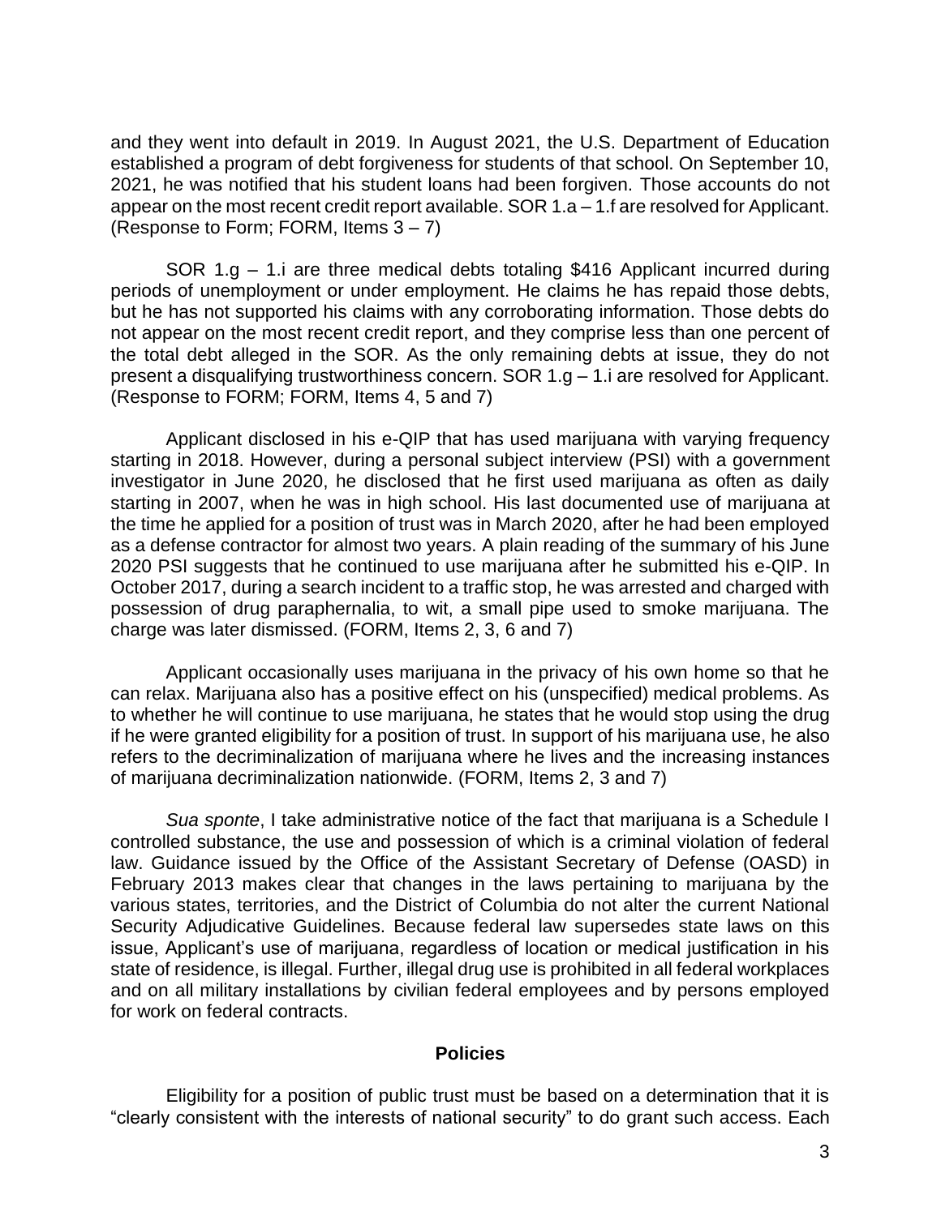and they went into default in 2019. In August 2021, the U.S. Department of Education established a program of debt forgiveness for students of that school. On September 10, 2021, he was notified that his student loans had been forgiven. Those accounts do not appear on the most recent credit report available. SOR 1.a – 1.f are resolved for Applicant. (Response to Form; FORM, Items 3 – 7)

SOR 1.g – 1.i are three medical debts totaling $416 Applicant incurred during periods of unemployment or under employment. He claims he has repaid those debts, but he has not supported his claims with any corroborating information. Those debts do not appear on the most recent credit report, and they comprise less than one percent of the total debt alleged in the SOR. As the only remaining debts at issue, they do not present a disqualifying trustworthiness concern. SOR 1.g – 1.i are resolved for Applicant. (Response to FORM; FORM, Items 4, 5 and 7)

Applicant disclosed in his e-QIP that has used marijuana with varying frequency starting in 2018. However, during a personal subject interview (PSI) with a government investigator in June 2020, he disclosed that he first used marijuana as often as daily starting in 2007, when he was in high school. His last documented use of marijuana at the time he applied for a position of trust was in March 2020, after he had been employed as a defense contractor for almost two years. A plain reading of the summary of his June 2020 PSI suggests that he continued to use marijuana after he submitted his e-QIP. In October 2017, during a search incident to a traffic stop, he was arrested and charged with possession of drug paraphernalia, to wit, a small pipe used to smoke marijuana. The charge was later dismissed. (FORM, Items 2, 3, 6 and 7)

Applicant occasionally uses marijuana in the privacy of his own home so that he can relax. Marijuana also has a positive effect on his (unspecified) medical problems. As to whether he will continue to use marijuana, he states that he would stop using the drug if he were granted eligibility for a position of trust. In support of his marijuana use, he also refers to the decriminalization of marijuana where he lives and the increasing instances of marijuana decriminalization nationwide. (FORM, Items 2, 3 and 7)

*Sua sponte*, I take administrative notice of the fact that marijuana is a Schedule I controlled substance, the use and possession of which is a criminal violation of federal law. Guidance issued by the Office of the Assistant Secretary of Defense (OASD) in February 2013 makes clear that changes in the laws pertaining to marijuana by the various states, territories, and the District of Columbia do not alter the current National Security Adjudicative Guidelines. Because federal law supersedes state laws on this issue, Applicant's use of marijuana, regardless of location or medical justification in his state of residence, is illegal. Further, illegal drug use is prohibited in all federal workplaces and on all military installations by civilian federal employees and by persons employed for work on federal contracts.

## Policies

Eligibility for a position of public trust must be based on a determination that it is "clearly consistent with the interests of national security" to do grant such access. Each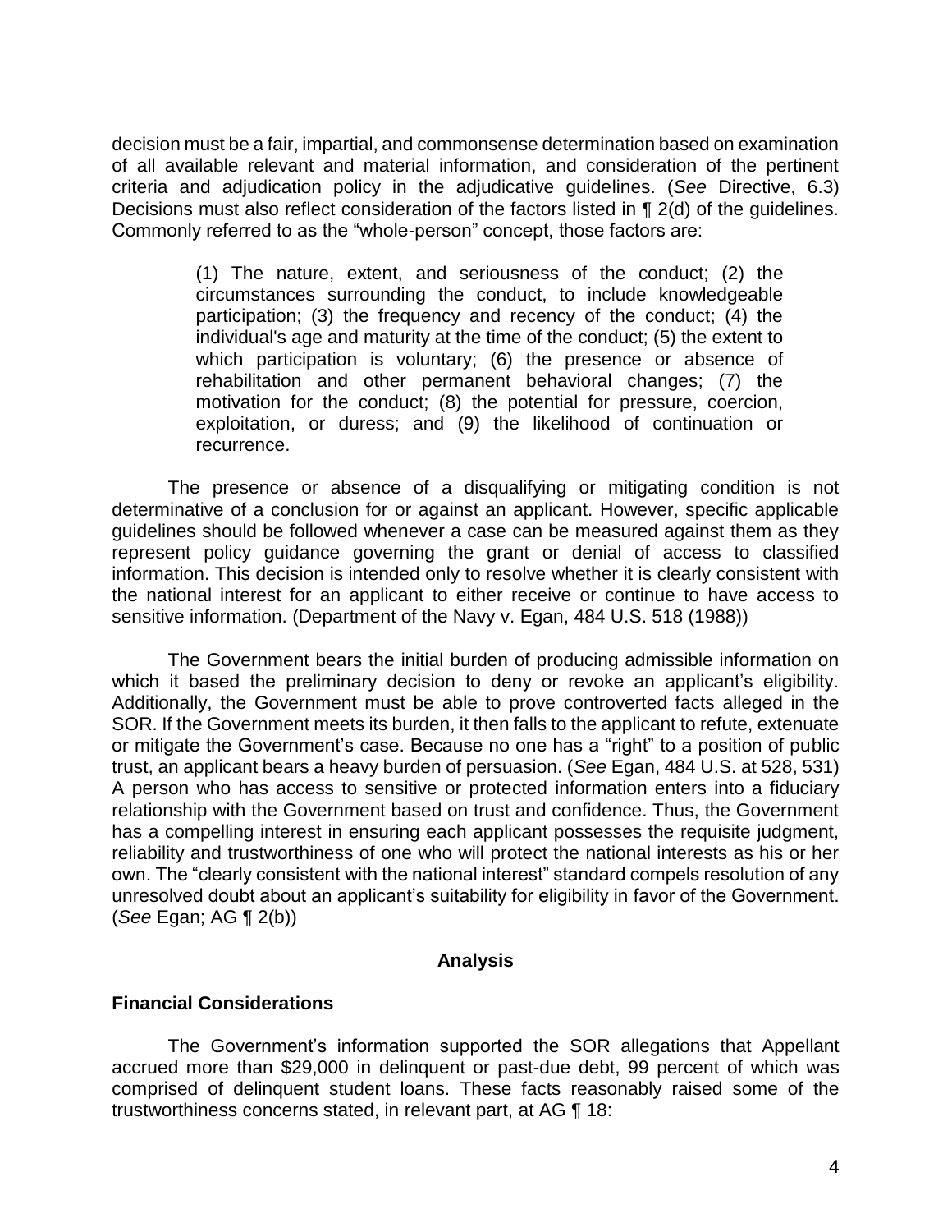decision must be a fair, impartial, and commonsense determination based on examination of all available relevant and material information, and consideration of the pertinent criteria and adjudication policy in the adjudicative guidelines. (*See* Directive, 6.3) Decisions must also reflect consideration of the factors listed in ¶ 2(d) of the guidelines. Commonly referred to as the "whole-person" concept, those factors are:

> (1) The nature, extent, and seriousness of the conduct; (2) the circumstances surrounding the conduct, to include knowledgeable participation; (3) the frequency and recency of the conduct; (4) the individual's age and maturity at the time of the conduct; (5) the extent to which participation is voluntary; (6) the presence or absence of rehabilitation and other permanent behavioral changes; (7) the motivation for the conduct; (8) the potential for pressure, coercion, exploitation, or duress; and (9) the likelihood of continuation or recurrence.

The presence or absence of a disqualifying or mitigating condition is not determinative of a conclusion for or against an applicant. However, specific applicable guidelines should be followed whenever a case can be measured against them as they represent policy guidance governing the grant or denial of access to classified information. This decision is intended only to resolve whether it is clearly consistent with the national interest for an applicant to either receive or continue to have access to sensitive information. (Department of the Navy v. Egan, 484 U.S. 518 (1988))

The Government bears the initial burden of producing admissible information on which it based the preliminary decision to deny or revoke an applicant's eligibility. Additionally, the Government must be able to prove controverted facts alleged in the SOR. If the Government meets its burden, it then falls to the applicant to refute, extenuate or mitigate the Government's case. Because no one has a "right" to a position of public trust, an applicant bears a heavy burden of persuasion. (*See* Egan, 484 U.S. at 528, 531) A person who has access to sensitive or protected information enters into a fiduciary relationship with the Government based on trust and confidence. Thus, the Government has a compelling interest in ensuring each applicant possesses the requisite judgment, reliability and trustworthiness of one who will protect the national interests as his or her own. The "clearly consistent with the national interest" standard compels resolution of any unresolved doubt about an applicant's suitability for eligibility in favor of the Government. (*See* Egan; AG ¶ 2(b))

## Analysis

### Financial Considerations

The Government's information supported the SOR allegations that Appellant accrued more than $29,000 in delinquent or past-due debt, 99 percent of which was comprised of delinquent student loans. These facts reasonably raised some of the trustworthiness concerns stated, in relevant part, at AG ¶ 18: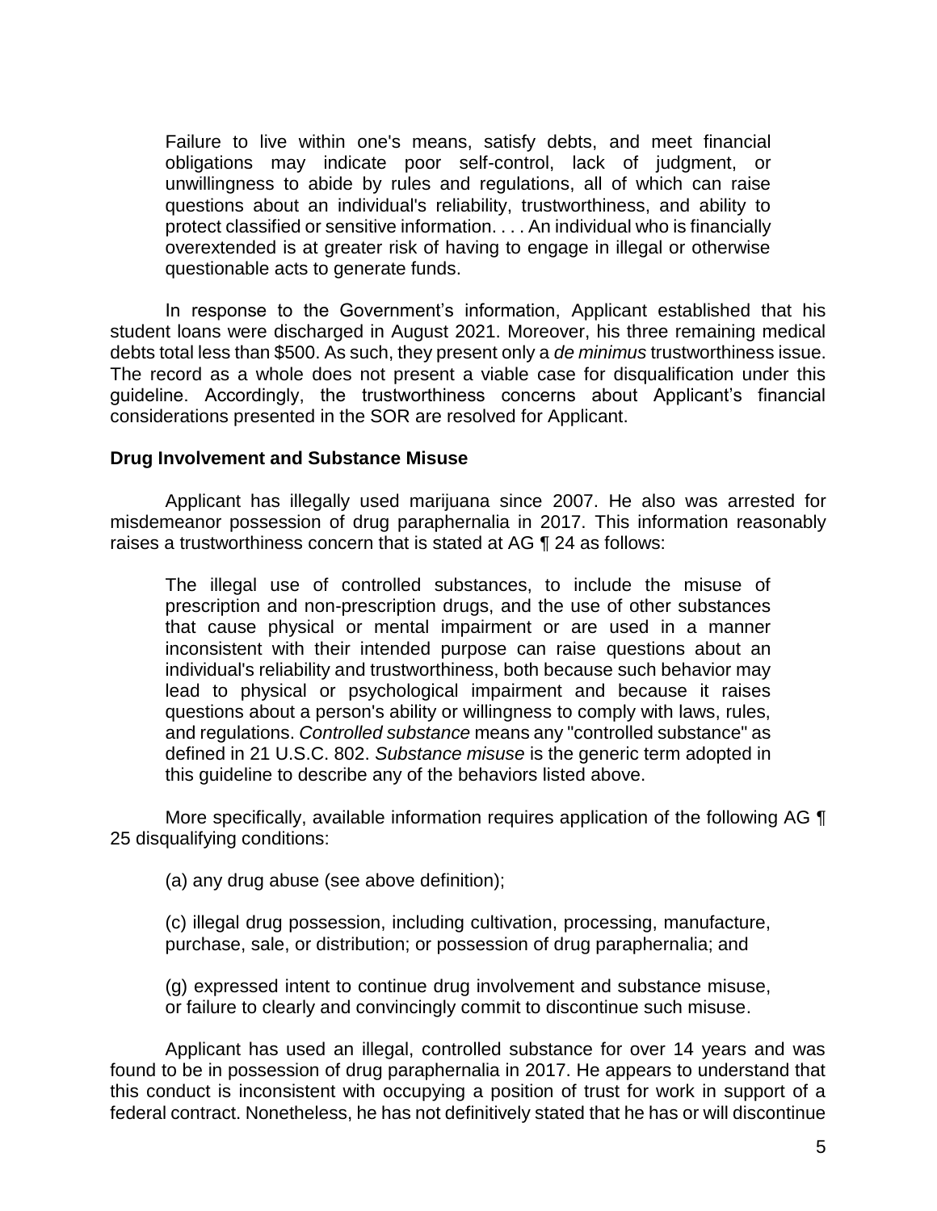> Failure to live within one's means, satisfy debts, and meet financial obligations may indicate poor self-control, lack of judgment, or unwillingness to abide by rules and regulations, all of which can raise questions about an individual's reliability, trustworthiness, and ability to protect classified or sensitive information. . . . An individual who is financially overextended is at greater risk of having to engage in illegal or otherwise questionable acts to generate funds.

In response to the Government's information, Applicant established that his student loans were discharged in August 2021. Moreover, his three remaining medical debts total less than $500. As such, they present only a *de minimus* trustworthiness issue. The record as a whole does not present a viable case for disqualification under this guideline. Accordingly, the trustworthiness concerns about Applicant's financial considerations presented in the SOR are resolved for Applicant.

**Drug Involvement and Substance Misuse**

Applicant has illegally used marijuana since 2007. He also was arrested for misdemeanor possession of drug paraphernalia in 2017. This information reasonably raises a trustworthiness concern that is stated at AG ¶ 24 as follows:

> The illegal use of controlled substances, to include the misuse of prescription and non-prescription drugs, and the use of other substances that cause physical or mental impairment or are used in a manner inconsistent with their intended purpose can raise questions about an individual's reliability and trustworthiness, both because such behavior may lead to physical or psychological impairment and because it raises questions about a person's ability or willingness to comply with laws, rules, and regulations. *Controlled substance* means any "controlled substance" as defined in 21 U.S.C. 802. *Substance misuse* is the generic term adopted in this guideline to describe any of the behaviors listed above.

More specifically, available information requires application of the following AG ¶ 25 disqualifying conditions:

> (a) any drug abuse (see above definition);
>
> (c) illegal drug possession, including cultivation, processing, manufacture, purchase, sale, or distribution; or possession of drug paraphernalia; and
>
> (g) expressed intent to continue drug involvement and substance misuse, or failure to clearly and convincingly commit to discontinue such misuse.

Applicant has used an illegal, controlled substance for over 14 years and was found to be in possession of drug paraphernalia in 2017. He appears to understand that this conduct is inconsistent with occupying a position of trust for work in support of a federal contract. Nonetheless, he has not definitively stated that he has or will discontinue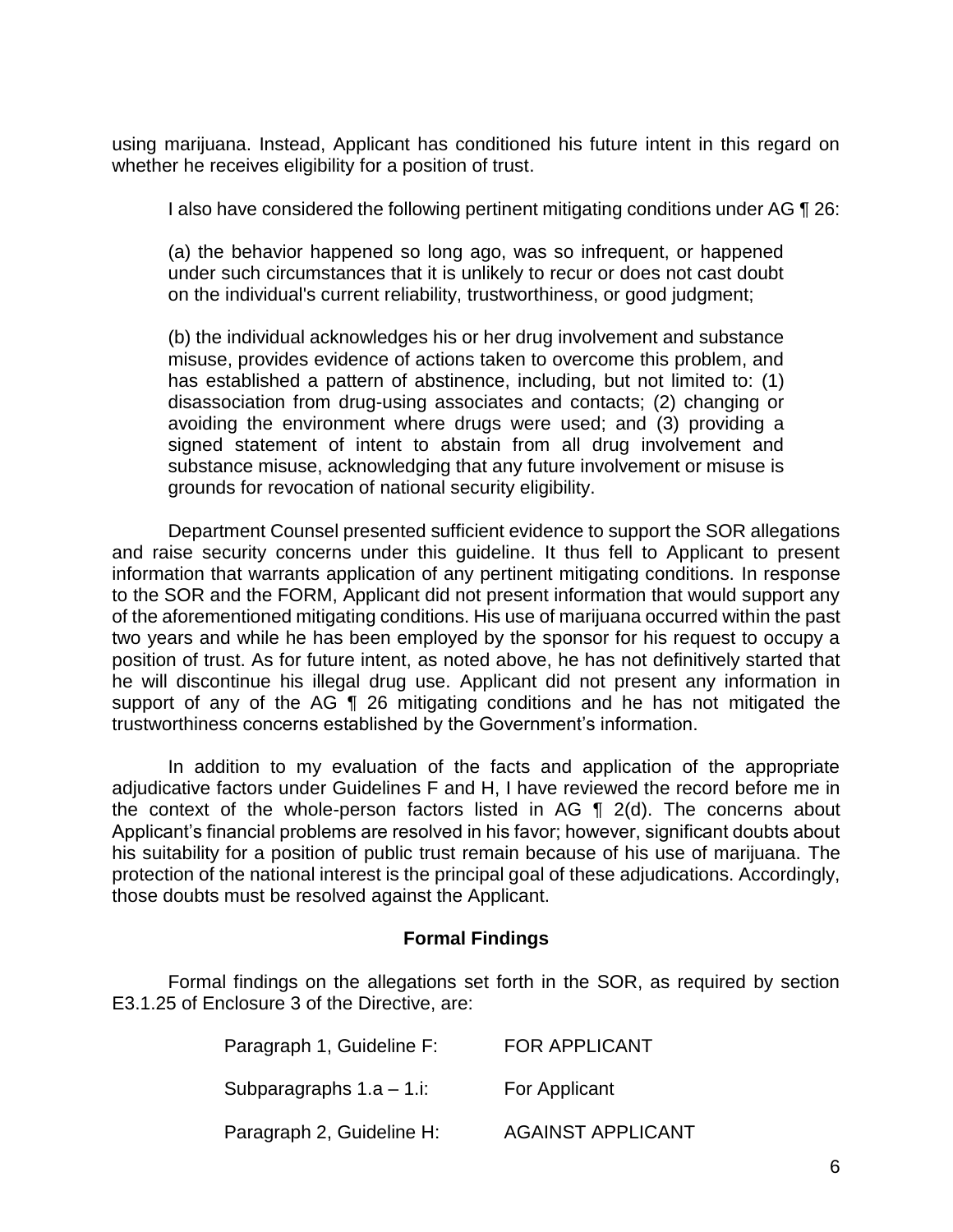using marijuana. Instead, Applicant has conditioned his future intent in this regard on whether he receives eligibility for a position of trust.

I also have considered the following pertinent mitigating conditions under AG ¶ 26:

> (a) the behavior happened so long ago, was so infrequent, or happened under such circumstances that it is unlikely to recur or does not cast doubt on the individual's current reliability, trustworthiness, or good judgment;
>
> (b) the individual acknowledges his or her drug involvement and substance misuse, provides evidence of actions taken to overcome this problem, and has established a pattern of abstinence, including, but not limited to: (1) disassociation from drug-using associates and contacts; (2) changing or avoiding the environment where drugs were used; and (3) providing a signed statement of intent to abstain from all drug involvement and substance misuse, acknowledging that any future involvement or misuse is grounds for revocation of national security eligibility.

Department Counsel presented sufficient evidence to support the SOR allegations and raise security concerns under this guideline. It thus fell to Applicant to present information that warrants application of any pertinent mitigating conditions. In response to the SOR and the FORM, Applicant did not present information that would support any of the aforementioned mitigating conditions. His use of marijuana occurred within the past two years and while he has been employed by the sponsor for his request to occupy a position of trust. As for future intent, as noted above, he has not definitively started that he will discontinue his illegal drug use. Applicant did not present any information in support of any of the AG ¶ 26 mitigating conditions and he has not mitigated the trustworthiness concerns established by the Government's information.

In addition to my evaluation of the facts and application of the appropriate adjudicative factors under Guidelines F and H, I have reviewed the record before me in the context of the whole-person factors listed in AG ¶ 2(d). The concerns about Applicant's financial problems are resolved in his favor; however, significant doubts about his suitability for a position of public trust remain because of his use of marijuana. The protection of the national interest is the principal goal of these adjudications. Accordingly, those doubts must be resolved against the Applicant.

## Formal Findings

Formal findings on the allegations set forth in the SOR, as required by section E3.1.25 of Enclosure 3 of the Directive, are:

| | |
|---|---|
| Paragraph 1, Guideline F: | FOR APPLICANT |
| Subparagraphs 1.a – 1.i: | For Applicant |
| Paragraph 2, Guideline H: | AGAINST APPLICANT |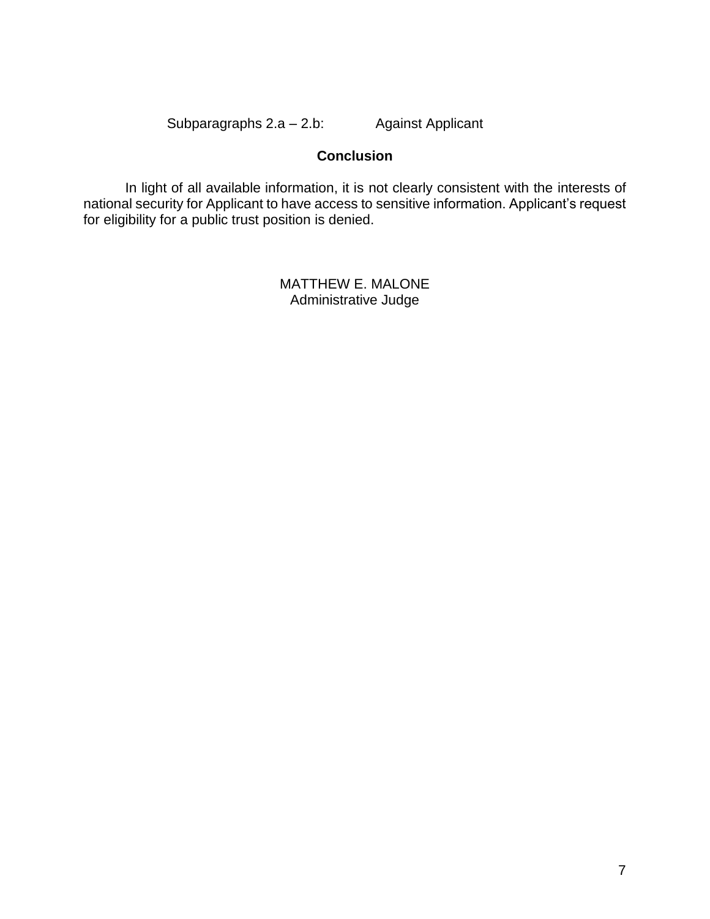Subparagraphs 2.a – 2.b: Against Applicant

## Conclusion

In light of all available information, it is not clearly consistent with the interests of national security for Applicant to have access to sensitive information. Applicant's request for eligibility for a public trust position is denied.

MATTHEW E. MALONE
Administrative Judge